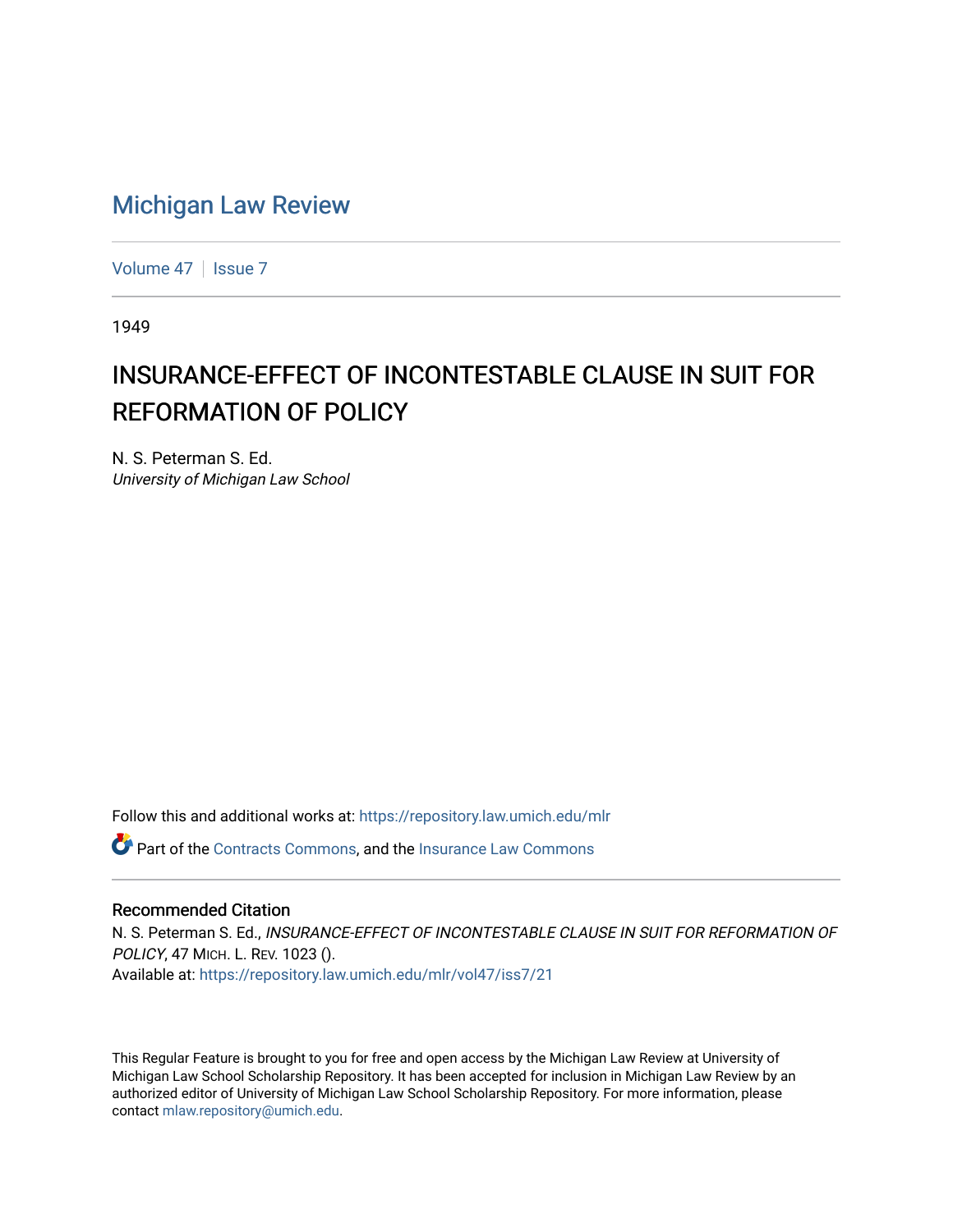# Michigan Law Review

Volume 47 | Issue 7

1949

## INSURANCE-EFFECT OF INCONTESTABLE CLAUSE IN SUIT FOR REFORMATION OF POLICY

N. S. Peterman S. Ed.
*University of Michigan Law School*

Follow this and additional works at: https://repository.law.umich.edu/mlr

Part of the Contracts Commons, and the Insurance Law Commons

### Recommended Citation

N. S. Peterman S. Ed., *INSURANCE-EFFECT OF INCONTESTABLE CLAUSE IN SUIT FOR REFORMATION OF POLICY*, 47 MICH. L. REV. 1023 ().
Available at: https://repository.law.umich.edu/mlr/vol47/iss7/21

This Regular Feature is brought to you for free and open access by the Michigan Law Review at University of Michigan Law School Scholarship Repository. It has been accepted for inclusion in Michigan Law Review by an authorized editor of University of Michigan Law School Scholarship Repository. For more information, please contact mlaw.repository@umich.edu.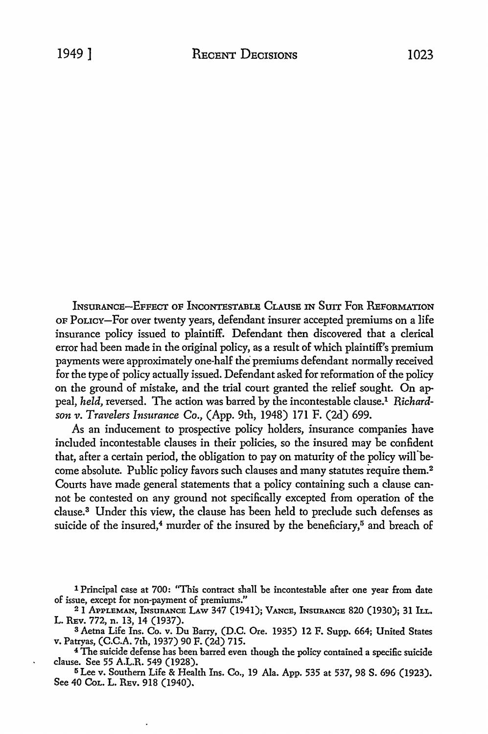INSURANCE—EFFECT OF INCONTESTABLE CLAUSE IN SUIT FOR REFORMATION OF POLICY—For over twenty years, defendant insurer accepted premiums on a life insurance policy issued to plaintiff. Defendant then discovered that a clerical error had been made in the original policy, as a result of which plaintiff's premium payments were approximately one-half the premiums defendant normally received for the type of policy actually issued. Defendant asked for reformation of the policy on the ground of mistake, and the trial court granted the relief sought. On appeal, *held*, reversed. The action was barred by the incontestable clause.[1] *Richardson v. Travelers Insurance Co.*, (App. 9th, 1948) 171 F. (2d) 699.

As an inducement to prospective policy holders, insurance companies have included incontestable clauses in their policies, so the insured may be confident that, after a certain period, the obligation to pay on maturity of the policy will become absolute. Public policy favors such clauses and many statutes require them.[2] Courts have made general statements that a policy containing such a clause cannot be contested on any ground not specifically excepted from operation of the clause.[3] Under this view, the clause has been held to preclude such defenses as suicide of the insured,[4] murder of the insured by the beneficiary,[5] and breach of

[1] Principal case at 700: "This contract shall be incontestable after one year from date of issue, except for non-payment of premiums."

[2] 1 APPLEMAN, INSURANCE LAW 347 (1941); VANCE, INSURANCE 820 (1930); 31 ILL. L. REV. 772, n. 13, 14 (1937).

[3] Aetna Life Ins. Co. v. Du Barry, (D.C. Ore. 1935) 12 F. Supp. 664; United States v. Patryas, (C.C.A. 7th, 1937) 90 F. (2d) 715.

[4] The suicide defense has been barred even though the policy contained a specific suicide clause. See 55 A.L.R. 549 (1928).

[5] Lee v. Southern Life & Health Ins. Co., 19 Ala. App. 535 at 537, 98 S. 696 (1923). See 40 COL. L. REV. 918 (1940).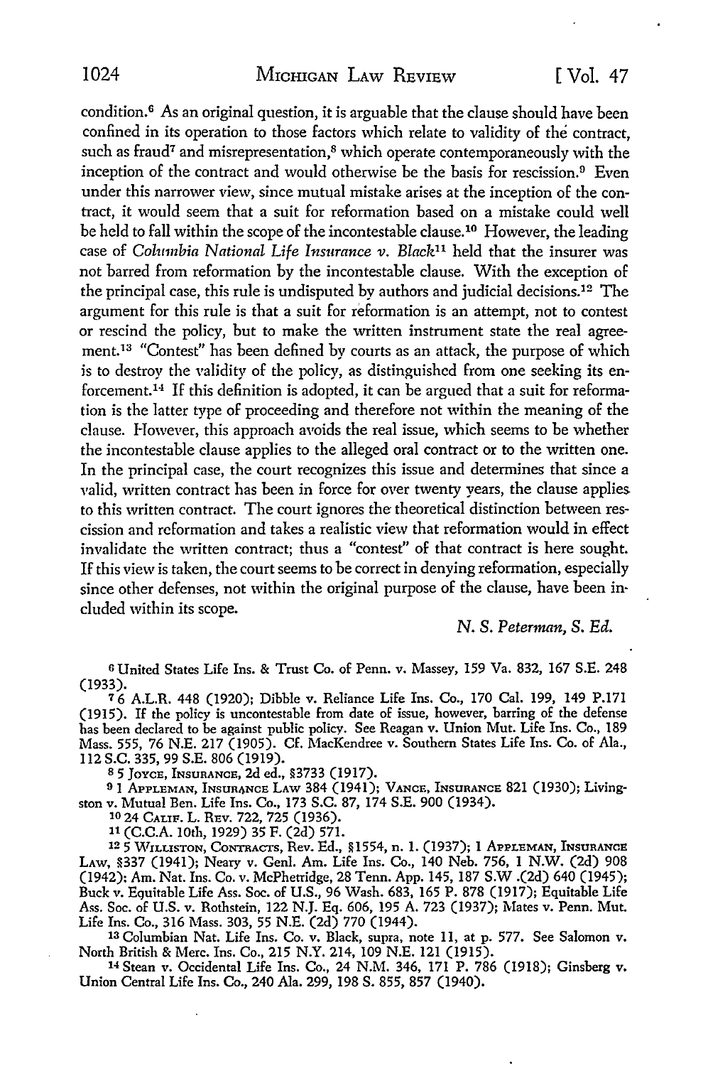condition.[6] As an original question, it is arguable that the clause should have been confined in its operation to those factors which relate to validity of the contract, such as fraud[7] and misrepresentation,[8] which operate contemporaneously with the inception of the contract and would otherwise be the basis for rescission.[9] Even under this narrower view, since mutual mistake arises at the inception of the contract, it would seem that a suit for reformation based on a mistake could well be held to fall within the scope of the incontestable clause.[10] However, the leading case of *Columbia National Life Insurance v. Black*[11] held that the insurer was not barred from reformation by the incontestable clause. With the exception of the principal case, this rule is undisputed by authors and judicial decisions.[12] The argument for this rule is that a suit for reformation is an attempt, not to contest or rescind the policy, but to make the written instrument state the real agreement.[13] "Contest" has been defined by courts as an attack, the purpose of which is to destroy the validity of the policy, as distinguished from one seeking its enforcement.[14] If this definition is adopted, it can be argued that a suit for reformation is the latter type of proceeding and therefore not within the meaning of the clause. However, this approach avoids the real issue, which seems to be whether the incontestable clause applies to the alleged oral contract or to the written one. In the principal case, the court recognizes this issue and determines that since a valid, written contract has been in force for over twenty years, the clause applies to this written contract. The court ignores the theoretical distinction between rescission and reformation and takes a realistic view that reformation would in effect invalidate the written contract; thus a "contest" of that contract is here sought. If this view is taken, the court seems to be correct in denying reformation, especially since other defenses, not within the original purpose of the clause, have been included within its scope.

*N. S. Peterman, S. Ed.*

---

[6] United States Life Ins. & Trust Co. of Penn. v. Massey, 159 Va. 832, 167 S.E. 248 (1933).

[7] 6 A.L.R. 448 (1920); Dibble v. Reliance Life Ins. Co., 170 Cal. 199, 149 P.171 (1915). If the policy is uncontestable from date of issue, however, barring of the defense has been declared to be against public policy. See Reagan v. Union Mut. Life Ins. Co., 189 Mass. 555, 76 N.E. 217 (1905). Cf. MacKendree v. Southern States Life Ins. Co. of Ala., 112 S.C. 335, 99 S.E. 806 (1919).

[8] 5 JOYCE, INSURANCE, 2d ed., §3733 (1917).

[9] 1 APPLEMAN, INSURANCE LAW 384 (1941); VANCE, INSURANCE 821 (1930); Livingston v. Mutual Ben. Life Ins. Co., 173 S.C. 87, 174 S.E. 900 (1934).

[10] 24 CALIF. L. REV. 722, 725 (1936).

[11] (C.C.A. 10th, 1929) 35 F. (2d) 571.

[12] 5 WILLISTON, CONTRACTS, Rev. Ed., §1554, n. 1. (1937); 1 APPLEMAN, INSURANCE LAW, §337 (1941); Neary v. Genl. Am. Life Ins. Co., 140 Neb. 756, 1 N.W. (2d) 908 (1942); Am. Nat. Ins. Co. v. McPhetridge, 28 Tenn. App. 145, 187 S.W .(2d) 640 (1945); Buck v. Equitable Life Ass. Soc. of U.S., 96 Wash. 683, 165 P. 878 (1917); Equitable Life Ass. Soc. of U.S. v. Rothstein, 122 N.J. Eq. 606, 195 A. 723 (1937); Mates v. Penn. Mut. Life Ins. Co., 316 Mass. 303, 55 N.E. (2d) 770 (1944).

[13] Columbian Nat. Life Ins. Co. v. Black, supra, note 11, at p. 577. See Salomon v. North British & Merc. Ins. Co., 215 N.Y. 214, 109 N.E. 121 (1915).

[14] Stean v. Occidental Life Ins. Co., 24 N.M. 346, 171 P. 786 (1918); Ginsberg v. Union Central Life Ins. Co., 240 Ala. 299, 198 S. 855, 857 (1940).